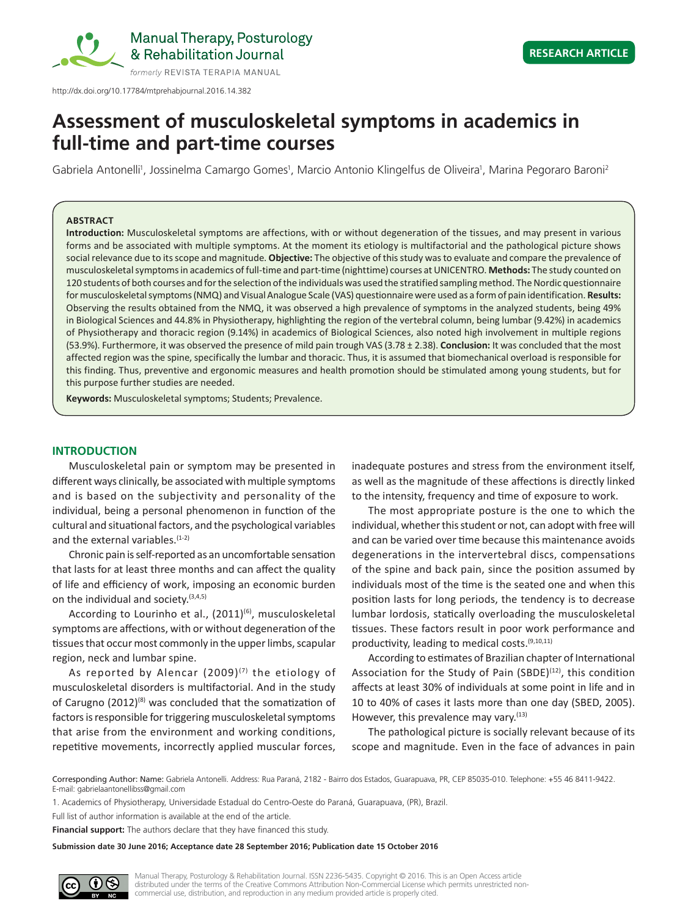RESEARCH ARTICLE

http://dx.doi.org/10.17784/mtprehabjournal.2016.14.382

# Assessment of musculoskeletal symptoms in academics in full-time and part-time courses

Gabriela Antonelli[1], Jossinelma Camargo Gomes[1], Marcio Antonio Klingelfus de Oliveira[1], Marina Pegoraro Baroni[2]

## ABSTRACT

**Introduction:** Musculoskeletal symptoms are affections, with or without degeneration of the tissues, and may present in various forms and be associated with multiple symptoms. At the moment its etiology is multifactorial and the pathological picture shows social relevance due to its scope and magnitude. **Objective:** The objective of this study was to evaluate and compare the prevalence of musculoskeletal symptoms in academics of full-time and part-time (nighttime) courses at UNICENTRO. **Methods:** The study counted on 120 students of both courses and for the selection of the individuals was used the stratified sampling method. The Nordic questionnaire for musculoskeletal symptoms (NMQ) and Visual Analogue Scale (VAS) questionnaire were used as a form of pain identification. **Results:** Observing the results obtained from the NMQ, it was observed a high prevalence of symptoms in the analyzed students, being 49% in Biological Sciences and 44.8% in Physiotherapy, highlighting the region of the vertebral column, being lumbar (9.42%) in academics of Physiotherapy and thoracic region (9.14%) in academics of Biological Sciences, also noted high involvement in multiple regions (53.9%). Furthermore, it was observed the presence of mild pain trough VAS (3.78 ± 2.38). **Conclusion:** It was concluded that the most affected region was the spine, specifically the lumbar and thoracic. Thus, it is assumed that biomechanical overload is responsible for this finding. Thus, preventive and ergonomic measures and health promotion should be stimulated among young students, but for this purpose further studies are needed.

**Keywords:** Musculoskeletal symptoms; Students; Prevalence.

## INTRODUCTION

Musculoskeletal pain or symptom may be presented in different ways clinically, be associated with multiple symptoms and is based on the subjectivity and personality of the individual, being a personal phenomenon in function of the cultural and situational factors, and the psychological variables and the external variables.[1-2]

Chronic pain is self-reported as an uncomfortable sensation that lasts for at least three months and can affect the quality of life and efficiency of work, imposing an economic burden on the individual and society.[3,4,5]

According to Lourinho et al., (2011)[6], musculoskeletal symptoms are affections, with or without degeneration of the tissues that occur most commonly in the upper limbs, scapular region, neck and lumbar spine.

As reported by Alencar (2009)[7] the etiology of musculoskeletal disorders is multifactorial. And in the study of Carugno (2012)[8] was concluded that the somatization of factors is responsible for triggering musculoskeletal symptoms that arise from the environment and working conditions, repetitive movements, incorrectly applied muscular forces, inadequate postures and stress from the environment itself, as well as the magnitude of these affections is directly linked to the intensity, frequency and time of exposure to work.

The most appropriate posture is the one to which the individual, whether this student or not, can adopt with free will and can be varied over time because this maintenance avoids degenerations in the intervertebral discs, compensations of the spine and back pain, since the position assumed by individuals most of the time is the seated one and when this position lasts for long periods, the tendency is to decrease lumbar lordosis, statically overloading the musculoskeletal tissues. These factors result in poor work performance and productivity, leading to medical costs.[9,10,11]

According to estimates of Brazilian chapter of International Association for the Study of Pain (SBDE)[12], this condition affects at least 30% of individuals at some point in life and in 10 to 40% of cases it lasts more than one day (SBED, 2005). However, this prevalence may vary.[13]

The pathological picture is socially relevant because of its scope and magnitude. Even in the face of advances in pain

Corresponding Author: Name: Gabriela Antonelli. Address: Rua Paraná, 2182 - Bairro dos Estados, Guarapuava, PR, CEP 85035-010. Telephone: +55 46 8411-9422. E-mail: gabrielaantonellibss@gmail.com

1. Academics of Physiotherapy, Universidade Estadual do Centro-Oeste do Paraná, Guarapuava, (PR), Brazil.

Full list of author information is available at the end of the article.

**Financial support:** The authors declare that they have financed this study.

**Submission date 30 June 2016; Acceptance date 28 September 2016; Publication date 15 October 2016**

Manual Therapy, Posturology & Rehabilitation Journal. ISSN 2236-5435. Copyright © 2016. This is an Open Access article distributed under the terms of the Creative Commons Attribution Non-Commercial License which permits unrestricted non-commercial use, distribution, and reproduction in any medium provided article is properly cited.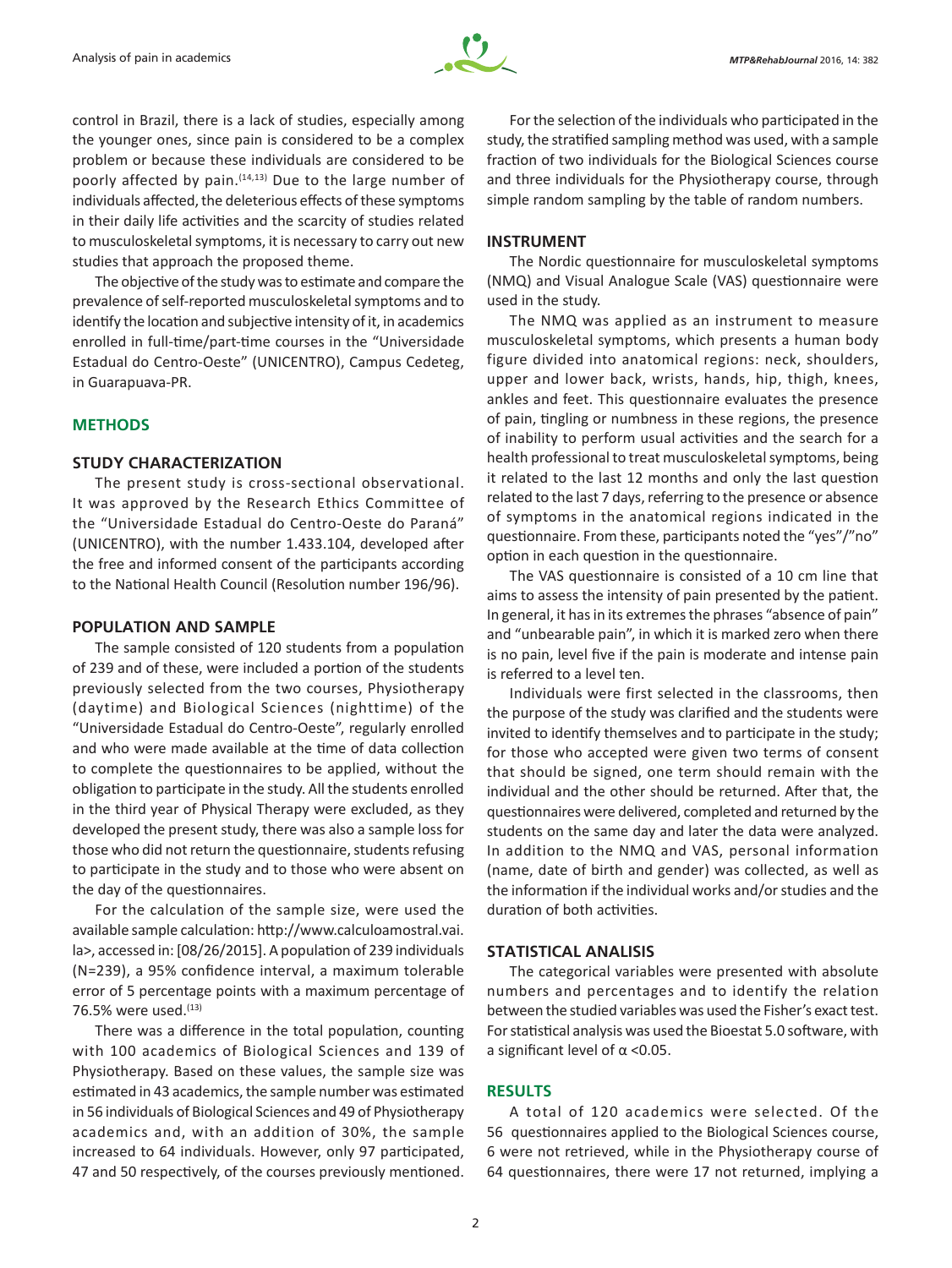control in Brazil, there is a lack of studies, especially among the younger ones, since pain is considered to be a complex problem or because these individuals are considered to be poorly affected by pain.[14,13] Due to the large number of individuals affected, the deleterious effects of these symptoms in their daily life activities and the scarcity of studies related to musculoskeletal symptoms, it is necessary to carry out new studies that approach the proposed theme.

The objective of the study was to estimate and compare the prevalence of self-reported musculoskeletal symptoms and to identify the location and subjective intensity of it, in academics enrolled in full-time/part-time courses in the "Universidade Estadual do Centro-Oeste" (UNICENTRO), Campus Cedeteg, in Guarapuava-PR.

## METHODS

### STUDY CHARACTERIZATION

The present study is cross-sectional observational. It was approved by the Research Ethics Committee of the "Universidade Estadual do Centro-Oeste do Paraná" (UNICENTRO), with the number 1.433.104, developed after the free and informed consent of the participants according to the National Health Council (Resolution number 196/96).

### POPULATION AND SAMPLE

The sample consisted of 120 students from a population of 239 and of these, were included a portion of the students previously selected from the two courses, Physiotherapy (daytime) and Biological Sciences (nighttime) of the "Universidade Estadual do Centro-Oeste", regularly enrolled and who were made available at the time of data collection to complete the questionnaires to be applied, without the obligation to participate in the study. All the students enrolled in the third year of Physical Therapy were excluded, as they developed the present study, there was also a sample loss for those who did not return the questionnaire, students refusing to participate in the study and to those who were absent on the day of the questionnaires.

For the calculation of the sample size, were used the available sample calculation: http://www.calculoamostral.vai.la>, accessed in: [08/26/2015]. A population of 239 individuals (N=239), a 95% confidence interval, a maximum tolerable error of 5 percentage points with a maximum percentage of 76.5% were used.[13]

There was a difference in the total population, counting with 100 academics of Biological Sciences and 139 of Physiotherapy. Based on these values, the sample size was estimated in 43 academics, the sample number was estimated in 56 individuals of Biological Sciences and 49 of Physiotherapy academics and, with an addition of 30%, the sample increased to 64 individuals. However, only 97 participated, 47 and 50 respectively, of the courses previously mentioned.

For the selection of the individuals who participated in the study, the stratified sampling method was used, with a sample fraction of two individuals for the Biological Sciences course and three individuals for the Physiotherapy course, through simple random sampling by the table of random numbers.

### INSTRUMENT

The Nordic questionnaire for musculoskeletal symptoms (NMQ) and Visual Analogue Scale (VAS) questionnaire were used in the study.

The NMQ was applied as an instrument to measure musculoskeletal symptoms, which presents a human body figure divided into anatomical regions: neck, shoulders, upper and lower back, wrists, hands, hip, thigh, knees, ankles and feet. This questionnaire evaluates the presence of pain, tingling or numbness in these regions, the presence of inability to perform usual activities and the search for a health professional to treat musculoskeletal symptoms, being it related to the last 12 months and only the last question related to the last 7 days, referring to the presence or absence of symptoms in the anatomical regions indicated in the questionnaire. From these, participants noted the "yes"/"no" option in each question in the questionnaire.

The VAS questionnaire is consisted of a 10 cm line that aims to assess the intensity of pain presented by the patient. In general, it has in its extremes the phrases "absence of pain" and "unbearable pain", in which it is marked zero when there is no pain, level five if the pain is moderate and intense pain is referred to a level ten.

Individuals were first selected in the classrooms, then the purpose of the study was clarified and the students were invited to identify themselves and to participate in the study; for those who accepted were given two terms of consent that should be signed, one term should remain with the individual and the other should be returned. After that, the questionnaires were delivered, completed and returned by the students on the same day and later the data were analyzed. In addition to the NMQ and VAS, personal information (name, date of birth and gender) was collected, as well as the information if the individual works and/or studies and the duration of both activities.

### STATISTICAL ANALISIS

The categorical variables were presented with absolute numbers and percentages and to identify the relation between the studied variables was used the Fisher's exact test. For statistical analysis was used the Bioestat 5.0 software, with a significant level of $\alpha < 0.05$.

## RESULTS

A total of 120 academics were selected. Of the 56 questionnaires applied to the Biological Sciences course, 6 were not retrieved, while in the Physiotherapy course of 64 questionnaires, there were 17 not returned, implying a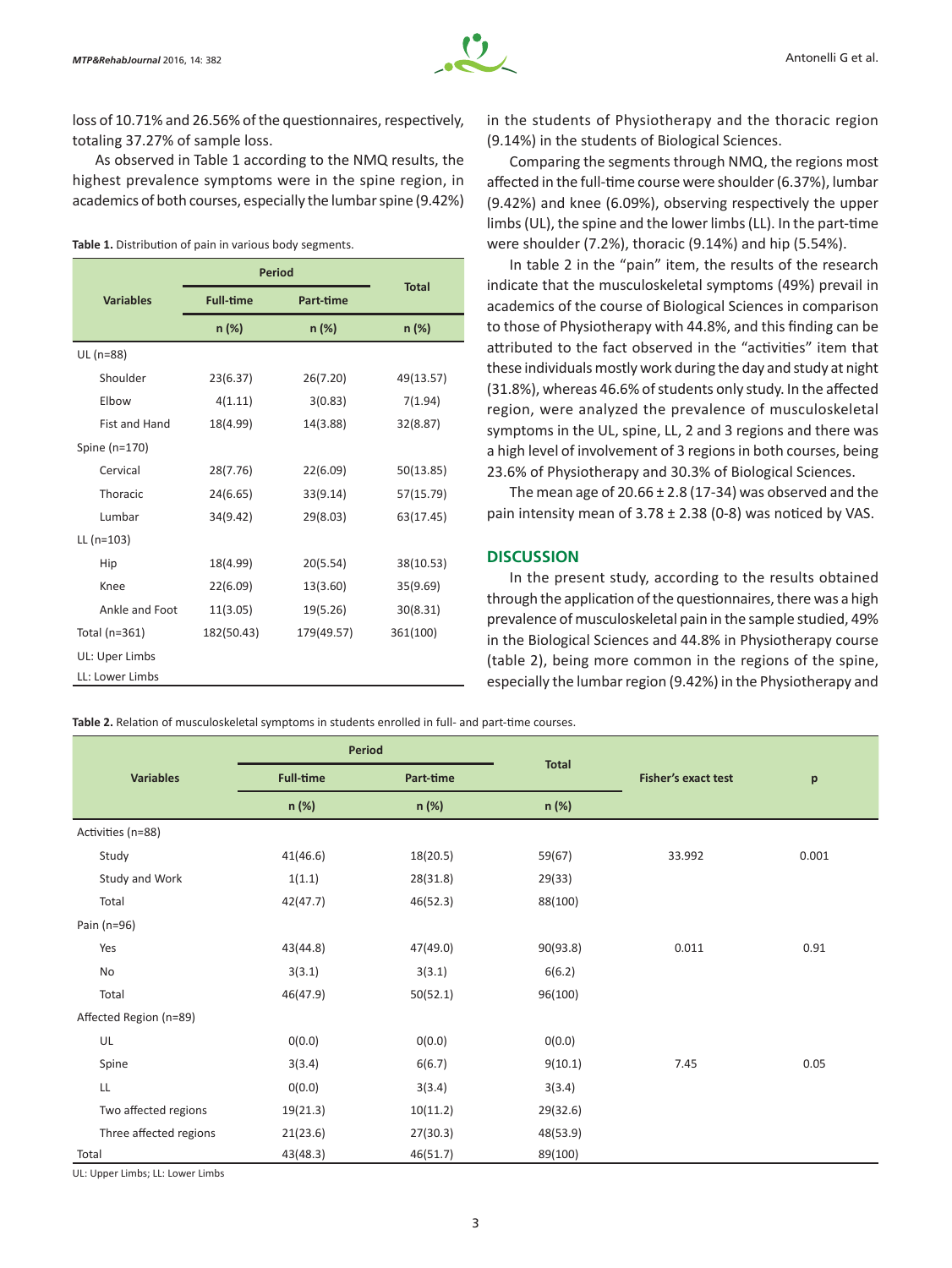loss of 10.71% and 26.56% of the questionnaires, respectively, totaling 37.27% of sample loss.

As observed in Table 1 according to the NMQ results, the highest prevalence symptoms were in the spine region, in academics of both courses, especially the lumbar spine (9.42%) in the students of Physiotherapy and the thoracic region (9.14%) in the students of Biological Sciences.

**Table 1.** Distribution of pain in various body segments.

| Variables | Period | | Total |
|---|---|---|---|
| | Full-time | Part-time | |
| | n (%) | n (%) | n (%) |
| UL (n=88) | | | |
| Shoulder | 23(6.37) | 26(7.20) | 49(13.57) |
| Elbow | 4(1.11) | 3(0.83) | 7(1.94) |
| Fist and Hand | 18(4.99) | 14(3.88) | 32(8.87) |
| Spine (n=170) | | | |
| Cervical | 28(7.76) | 22(6.09) | 50(13.85) |
| Thoracic | 24(6.65) | 33(9.14) | 57(15.79) |
| Lumbar | 34(9.42) | 29(8.03) | 63(17.45) |
| LL (n=103) | | | |
| Hip | 18(4.99) | 20(5.54) | 38(10.53) |
| Knee | 22(6.09) | 13(3.60) | 35(9.69) |
| Ankle and Foot | 11(3.05) | 19(5.26) | 30(8.31) |
| Total (n=361) | 182(50.43) | 179(49.57) | 361(100) |

UL: Uper Limbs
LL: Lower Limbs

Comparing the segments through NMQ, the regions most affected in the full-time course were shoulder (6.37%), lumbar (9.42%) and knee (6.09%), observing respectively the upper limbs (UL), the spine and the lower limbs (LL). In the part-time were shoulder (7.2%), thoracic (9.14%) and hip (5.54%).

In table 2 in the "pain" item, the results of the research indicate that the musculoskeletal symptoms (49%) prevail in academics of the course of Biological Sciences in comparison to those of Physiotherapy with 44.8%, and this finding can be attributed to the fact observed in the "activities" item that these individuals mostly work during the day and study at night (31.8%), whereas 46.6% of students only study. In the affected region, were analyzed the prevalence of musculoskeletal symptoms in the UL, spine, LL, 2 and 3 regions and there was a high level of involvement of 3 regions in both courses, being 23.6% of Physiotherapy and 30.3% of Biological Sciences.

The mean age of 20.66 ± 2.8 (17-34) was observed and the pain intensity mean of 3.78 ± 2.38 (0-8) was noticed by VAS.

## DISCUSSION

In the present study, according to the results obtained through the application of the questionnaires, there was a high prevalence of musculoskeletal pain in the sample studied, 49% in the Biological Sciences and 44.8% in Physiotherapy course (table 2), being more common in the regions of the spine, especially the lumbar region (9.42%) in the Physiotherapy and

**Table 2.** Relation of musculoskeletal symptoms in students enrolled in full- and part-time courses.

| Variables | Period | | Total | Fisher's exact test | p |
|---|---|---|---|---|---|
| | Full-time | Part-time | | | |
| | n (%) | n (%) | n (%) | | |
| Activities (n=88) | | | | | |
| Study | 41(46.6) | 18(20.5) | 59(67) | 33.992 | 0.001 |
| Study and Work | 1(1.1) | 28(31.8) | 29(33) | | |
| Total | 42(47.7) | 46(52.3) | 88(100) | | |
| Pain (n=96) | | | | | |
| Yes | 43(44.8) | 47(49.0) | 90(93.8) | 0.011 | 0.91 |
| No | 3(3.1) | 3(3.1) | 6(6.2) | | |
| Total | 46(47.9) | 50(52.1) | 96(100) | | |
| Affected Region (n=89) | | | | | |
| UL | 0(0.0) | 0(0.0) | 0(0.0) | | |
| Spine | 3(3.4) | 6(6.7) | 9(10.1) | 7.45 | 0.05 |
| LL | 0(0.0) | 3(3.4) | 3(3.4) | | |
| Two affected regions | 19(21.3) | 10(11.2) | 29(32.6) | | |
| Three affected regions | 21(23.6) | 27(30.3) | 48(53.9) | | |
| Total | 43(48.3) | 46(51.7) | 89(100) | | |

UL: Upper Limbs; LL: Lower Limbs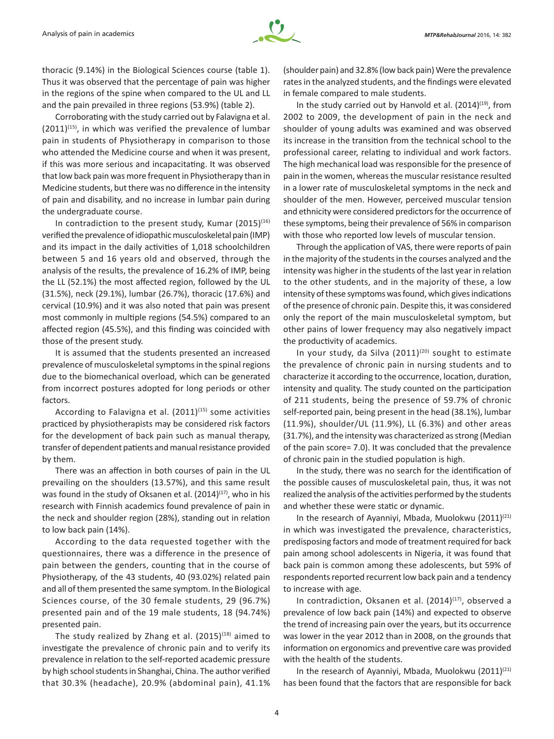thoracic (9.14%) in the Biological Sciences course (table 1). Thus it was observed that the percentage of pain was higher in the regions of the spine when compared to the UL and LL and the pain prevailed in three regions (53.9%) (table 2).

Corroborating with the study carried out by Falavigna et al. (2011)[15], in which was verified the prevalence of lumbar pain in students of Physiotherapy in comparison to those who attended the Medicine course and when it was present, if this was more serious and incapacitating. It was observed that low back pain was more frequent in Physiotherapy than in Medicine students, but there was no difference in the intensity of pain and disability, and no increase in lumbar pain during the undergraduate course.

In contradiction to the present study, Kumar (2015)[16] verified the prevalence of idiopathic musculoskeletal pain (IMP) and its impact in the daily activities of 1,018 schoolchildren between 5 and 16 years old and observed, through the analysis of the results, the prevalence of 16.2% of IMP, being the LL (52.1%) the most affected region, followed by the UL (31.5%), neck (29.1%), lumbar (26.7%), thoracic (17.6%) and cervical (10.9%) and it was also noted that pain was present most commonly in multiple regions (54.5%) compared to an affected region (45.5%), and this finding was coincided with those of the present study.

It is assumed that the students presented an increased prevalence of musculoskeletal symptoms in the spinal regions due to the biomechanical overload, which can be generated from incorrect postures adopted for long periods or other factors.

According to Falavigna et al. (2011)[15] some activities practiced by physiotherapists may be considered risk factors for the development of back pain such as manual therapy, transfer of dependent patients and manual resistance provided by them.

There was an affection in both courses of pain in the UL prevailing on the shoulders (13.57%), and this same result was found in the study of Oksanen et al. (2014)[17], who in his research with Finnish academics found prevalence of pain in the neck and shoulder region (28%), standing out in relation to low back pain (14%).

According to the data requested together with the questionnaires, there was a difference in the presence of pain between the genders, counting that in the course of Physiotherapy, of the 43 students, 40 (93.02%) related pain and all of them presented the same symptom. In the Biological Sciences course, of the 30 female students, 29 (96.7%) presented pain and of the 19 male students, 18 (94.74%) presented pain.

The study realized by Zhang et al. (2015)[18] aimed to investigate the prevalence of chronic pain and to verify its prevalence in relation to the self-reported academic pressure by high school students in Shanghai, China. The author verified that 30.3% (headache), 20.9% (abdominal pain), 41.1% (shoulder pain) and 32.8% (low back pain) Were the prevalence rates in the analyzed students, and the findings were elevated in female compared to male students.

In the study carried out by Hanvold et al. (2014)[19], from 2002 to 2009, the development of pain in the neck and shoulder of young adults was examined and was observed its increase in the transition from the technical school to the professional career, relating to individual and work factors. The high mechanical load was responsible for the presence of pain in the women, whereas the muscular resistance resulted in a lower rate of musculoskeletal symptoms in the neck and shoulder of the men. However, perceived muscular tension and ethnicity were considered predictors for the occurrence of these symptoms, being their prevalence of 56% in comparison with those who reported low levels of muscular tension.

Through the application of VAS, there were reports of pain in the majority of the students in the courses analyzed and the intensity was higher in the students of the last year in relation to the other students, and in the majority of these, a low intensity of these symptoms was found, which gives indications of the presence of chronic pain. Despite this, it was considered only the report of the main musculoskeletal symptom, but other pains of lower frequency may also negatively impact the productivity of academics.

In your study, da Silva (2011)[20] sought to estimate the prevalence of chronic pain in nursing students and to characterize it according to the occurrence, location, duration, intensity and quality. The study counted on the participation of 211 students, being the presence of 59.7% of chronic self-reported pain, being present in the head (38.1%), lumbar (11.9%), shoulder/UL (11.9%), LL (6.3%) and other areas (31.7%), and the intensity was characterized as strong (Median of the pain score= 7.0). It was concluded that the prevalence of chronic pain in the studied population is high.

In the study, there was no search for the identification of the possible causes of musculoskeletal pain, thus, it was not realized the analysis of the activities performed by the students and whether these were static or dynamic.

In the research of Ayanniyi, Mbada, Muolokwu (2011)[21] in which was investigated the prevalence, characteristics, predisposing factors and mode of treatment required for back pain among school adolescents in Nigeria, it was found that back pain is common among these adolescents, but 59% of respondents reported recurrent low back pain and a tendency to increase with age.

In contradiction, Oksanen et al. (2014)[17], observed a prevalence of low back pain (14%) and expected to observe the trend of increasing pain over the years, but its occurrence was lower in the year 2012 than in 2008, on the grounds that information on ergonomics and preventive care was provided with the health of the students.

In the research of Ayanniyi, Mbada, Muolokwu (2011)[21] has been found that the factors that are responsible for back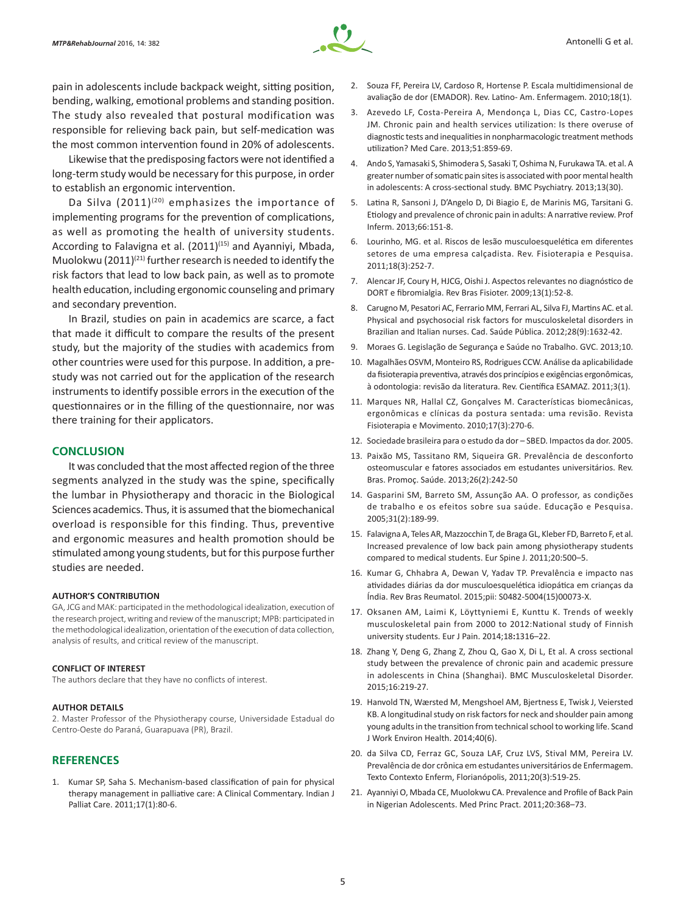pain in adolescents include backpack weight, sitting position, bending, walking, emotional problems and standing position. The study also revealed that postural modification was responsible for relieving back pain, but self-medication was the most common intervention found in 20% of adolescents.

Likewise that the predisposing factors were not identified a long-term study would be necessary for this purpose, in order to establish an ergonomic intervention.

Da Silva (2011)[20] emphasizes the importance of implementing programs for the prevention of complications, as well as promoting the health of university students. According to Falavigna et al. (2011)[15] and Ayanniyi, Mbada, Muolokwu (2011)[21] further research is needed to identify the risk factors that lead to low back pain, as well as to promote health education, including ergonomic counseling and primary and secondary prevention.

In Brazil, studies on pain in academics are scarce, a fact that made it difficult to compare the results of the present study, but the majority of the studies with academics from other countries were used for this purpose. In addition, a pre-study was not carried out for the application of the research instruments to identify possible errors in the execution of the questionnaires or in the filling of the questionnaire, nor was there training for their applicators.

## CONCLUSION

It was concluded that the most affected region of the three segments analyzed in the study was the spine, specifically the lumbar in Physiotherapy and thoracic in the Biological Sciences academics. Thus, it is assumed that the biomechanical overload is responsible for this finding. Thus, preventive and ergonomic measures and health promotion should be stimulated among young students, but for this purpose further studies are needed.

#### AUTHOR'S CONTRIBUTION

GA, JCG and MAK: participated in the methodological idealization, execution of the research project, writing and review of the manuscript; MPB: participated in the methodological idealization, orientation of the execution of data collection, analysis of results, and critical review of the manuscript.

#### CONFLICT OF INTEREST

The authors declare that they have no conflicts of interest.

#### AUTHOR DETAILS

2. Master Professor of the Physiotherapy course, Universidade Estadual do Centro-Oeste do Paraná, Guarapuava (PR), Brazil.

## REFERENCES

1. Kumar SP, Saha S. Mechanism-based classification of pain for physical therapy management in palliative care: A Clinical Commentary. Indian J Palliat Care. 2011;17(1):80-6.
2. Souza FF, Pereira LV, Cardoso R, Hortense P. Escala multidimensional de avaliação de dor (EMADOR). Rev. Latino- Am. Enfermagem. 2010;18(1).
3. Azevedo LF, Costa-Pereira A, Mendonça L, Dias CC, Castro-Lopes JM. Chronic pain and health services utilization: Is there overuse of diagnostic tests and inequalities in nonpharmacologic treatment methods utilization? Med Care. 2013;51:859-69.
4. Ando S, Yamasaki S, Shimodera S, Sasaki T, Oshima N, Furukawa TA. et al. A greater number of somatic pain sites is associated with poor mental health in adolescents: A cross-sectional study. BMC Psychiatry. 2013;13(30).
5. Latina R, Sansoni J, D'Angelo D, Di Biagio E, de Marinis MG, Tarsitani G. Etiology and prevalence of chronic pain in adults: A narrative review. Prof Inferm. 2013;66:151-8.
6. Lourinho, MG. et al. Riscos de lesão musculoesquelética em diferentes setores de uma empresa calçadista. Rev. Fisioterapia e Pesquisa. 2011;18(3):252-7.
7. Alencar JF, Coury H, HJCG, Oishi J. Aspectos relevantes no diagnóstico de DORT e fibromialgia. Rev Bras Fisioter. 2009;13(1):52-8.
8. Carugno M, Pesatori AC, Ferrario MM, Ferrari AL, Silva FJ, Martins AC. et al. Physical and psychosocial risk factors for musculoskeletal disorders in Brazilian and Italian nurses. Cad. Saúde Pública. 2012;28(9):1632-42.
9. Moraes G. Legislação de Segurança e Saúde no Trabalho. GVC. 2013;10.
10. Magalhães OSVM, Monteiro RS, Rodrigues CCW. Análise da aplicabilidade da fisioterapia preventiva, através dos princípios e exigências ergonômicas, à odontologia: revisão da literatura. Rev. Científica ESAMAZ. 2011;3(1).
11. Marques NR, Hallal CZ, Gonçalves M. Características biomecânicas, ergonômicas e clínicas da postura sentada: uma revisão. Revista Fisioterapia e Movimento. 2010;17(3):270-6.
12. Sociedade brasileira para o estudo da dor – SBED. Impactos da dor. 2005.
13. Paixão MS, Tassitano RM, Siqueira GR. Prevalência de desconforto osteomuscular e fatores associados em estudantes universitários. Rev. Bras. Promoç. Saúde. 2013;26(2):242-50
14. Gasparini SM, Barreto SM, Assunção AA. O professor, as condições de trabalho e os efeitos sobre sua saúde. Educação e Pesquisa. 2005;31(2):189-99.
15. Falavigna A, Teles AR, Mazzocchin T, de Braga GL, Kleber FD, Barreto F, et al. Increased prevalence of low back pain among physiotherapy students compared to medical students. Eur Spine J. 2011;20:500–5.
16. Kumar G, Chhabra A, Dewan V, Yadav TP. Prevalência e impacto nas atividades diárias da dor musculoesquelética idiopática em crianças da Índia. Rev Bras Reumatol. 2015;pii: S0482-5004(15)00073-X.
17. Oksanen AM, Laimi K, Löyttyniemi E, Kunttu K. Trends of weekly musculoskeletal pain from 2000 to 2012:National study of Finnish university students. Eur J Pain. 2014;18:1316–22.
18. Zhang Y, Deng G, Zhang Z, Zhou Q, Gao X, Di L, Et al. A cross sectional study between the prevalence of chronic pain and academic pressure in adolescents in China (Shanghai). BMC Musculoskeletal Disorder. 2015;16:219-27.
19. Hanvold TN, Wærsted M, Mengshoel AM, Bjertness E, Twisk J, Veiersted KB. A longitudinal study on risk factors for neck and shoulder pain among young adults in the transition from technical school to working life. Scand J Work Environ Health. 2014;40(6).
20. da Silva CD, Ferraz GC, Souza LAF, Cruz LVS, Stival MM, Pereira LV. Prevalência de dor crônica em estudantes universitários de Enfermagem. Texto Contexto Enferm, Florianópolis, 2011;20(3):519-25.
21. Ayanniyi O, Mbada CE, Muolokwu CA. Prevalence and Profile of Back Pain in Nigerian Adolescents. Med Princ Pract. 2011;20:368–73.